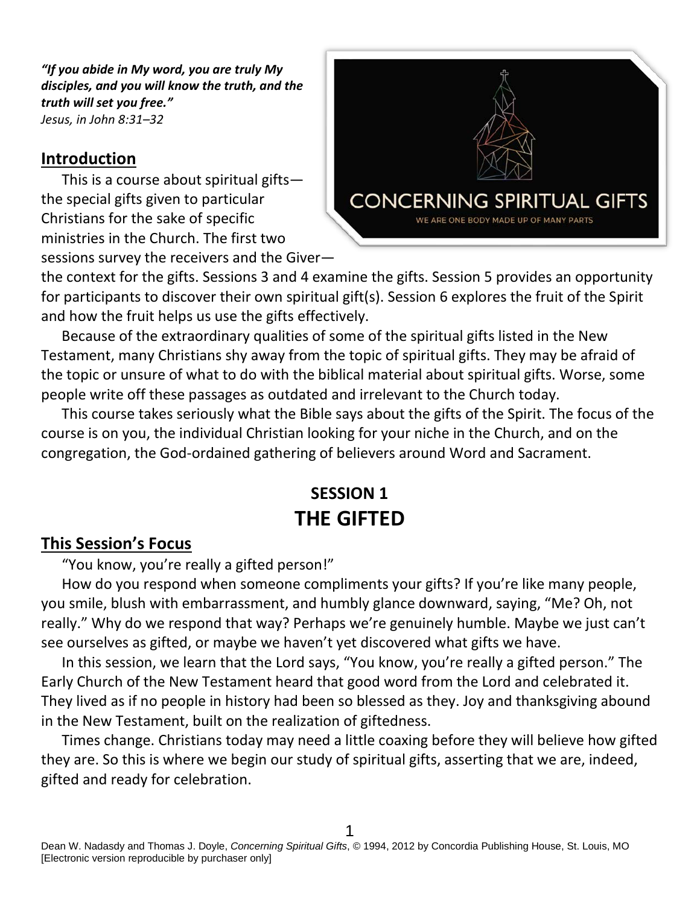***"If you abide in My word, you are truly My disciples, and you will know the truth, and the truth will set you free."***
*Jesus, in John 8:31–32*

## Introduction

This is a course about spiritual gifts—the special gifts given to particular Christians for the sake of specific ministries in the Church. The first two sessions survey the receivers and the Giver—the context for the gifts. Sessions 3 and 4 examine the gifts. Session 5 provides an opportunity for participants to discover their own spiritual gift(s). Session 6 explores the fruit of the Spirit and how the fruit helps us use the gifts effectively.

Because of the extraordinary qualities of some of the spiritual gifts listed in the New Testament, many Christians shy away from the topic of spiritual gifts. They may be afraid of the topic or unsure of what to do with the biblical material about spiritual gifts. Worse, some people write off these passages as outdated and irrelevant to the Church today.

This course takes seriously what the Bible says about the gifts of the Spirit. The focus of the course is on you, the individual Christian looking for your niche in the Church, and on the congregation, the God-ordained gathering of believers around Word and Sacrament.

# SESSION 1
# THE GIFTED

## This Session's Focus

"You know, you're really a gifted person!"

How do you respond when someone compliments your gifts? If you're like many people, you smile, blush with embarrassment, and humbly glance downward, saying, "Me? Oh, not really." Why do we respond that way? Perhaps we're genuinely humble. Maybe we just can't see ourselves as gifted, or maybe we haven't yet discovered what gifts we have.

In this session, we learn that the Lord says, "You know, you're really a gifted person." The Early Church of the New Testament heard that good word from the Lord and celebrated it. They lived as if no people in history had been so blessed as they. Joy and thanksgiving abound in the New Testament, built on the realization of giftedness.

Times change. Christians today may need a little coaxing before they will believe how gifted they are. So this is where we begin our study of spiritual gifts, asserting that we are, indeed, gifted and ready for celebration.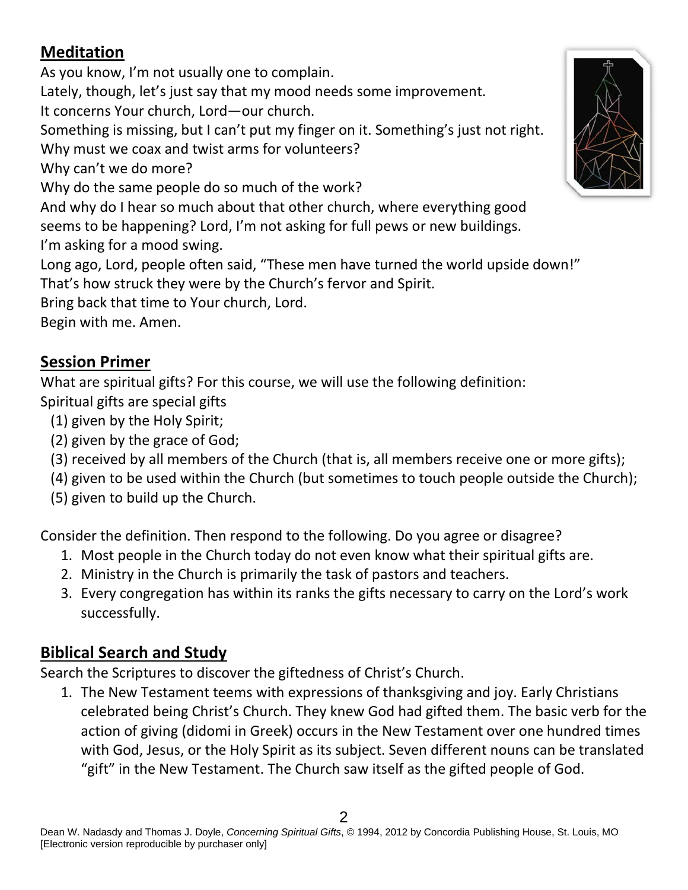## Meditation

As you know, I'm not usually one to complain.
Lately, though, let's just say that my mood needs some improvement.
It concerns Your church, Lord—our church.
Something is missing, but I can't put my finger on it. Something's just not right.
Why must we coax and twist arms for volunteers?
Why can't we do more?
Why do the same people do so much of the work?
And why do I hear so much about that other church, where everything good seems to be happening? Lord, I'm not asking for full pews or new buildings.
I'm asking for a mood swing.
Long ago, Lord, people often said, "These men have turned the world upside down!"
That's how struck they were by the Church's fervor and Spirit.
Bring back that time to Your church, Lord.
Begin with me. Amen.

## Session Primer

What are spiritual gifts? For this course, we will use the following definition:
Spiritual gifts are special gifts

(1) given by the Holy Spirit;
(2) given by the grace of God;
(3) received by all members of the Church (that is, all members receive one or more gifts);
(4) given to be used within the Church (but sometimes to touch people outside the Church);
(5) given to build up the Church.

Consider the definition. Then respond to the following. Do you agree or disagree?

1. Most people in the Church today do not even know what their spiritual gifts are.
2. Ministry in the Church is primarily the task of pastors and teachers.
3. Every congregation has within its ranks the gifts necessary to carry on the Lord's work successfully.

## Biblical Search and Study

Search the Scriptures to discover the giftedness of Christ's Church.

1. The New Testament teems with expressions of thanksgiving and joy. Early Christians celebrated being Christ's Church. They knew God had gifted them. The basic verb for the action of giving (didomi in Greek) occurs in the New Testament over one hundred times with God, Jesus, or the Holy Spirit as its subject. Seven different nouns can be translated "gift" in the New Testament. The Church saw itself as the gifted people of God.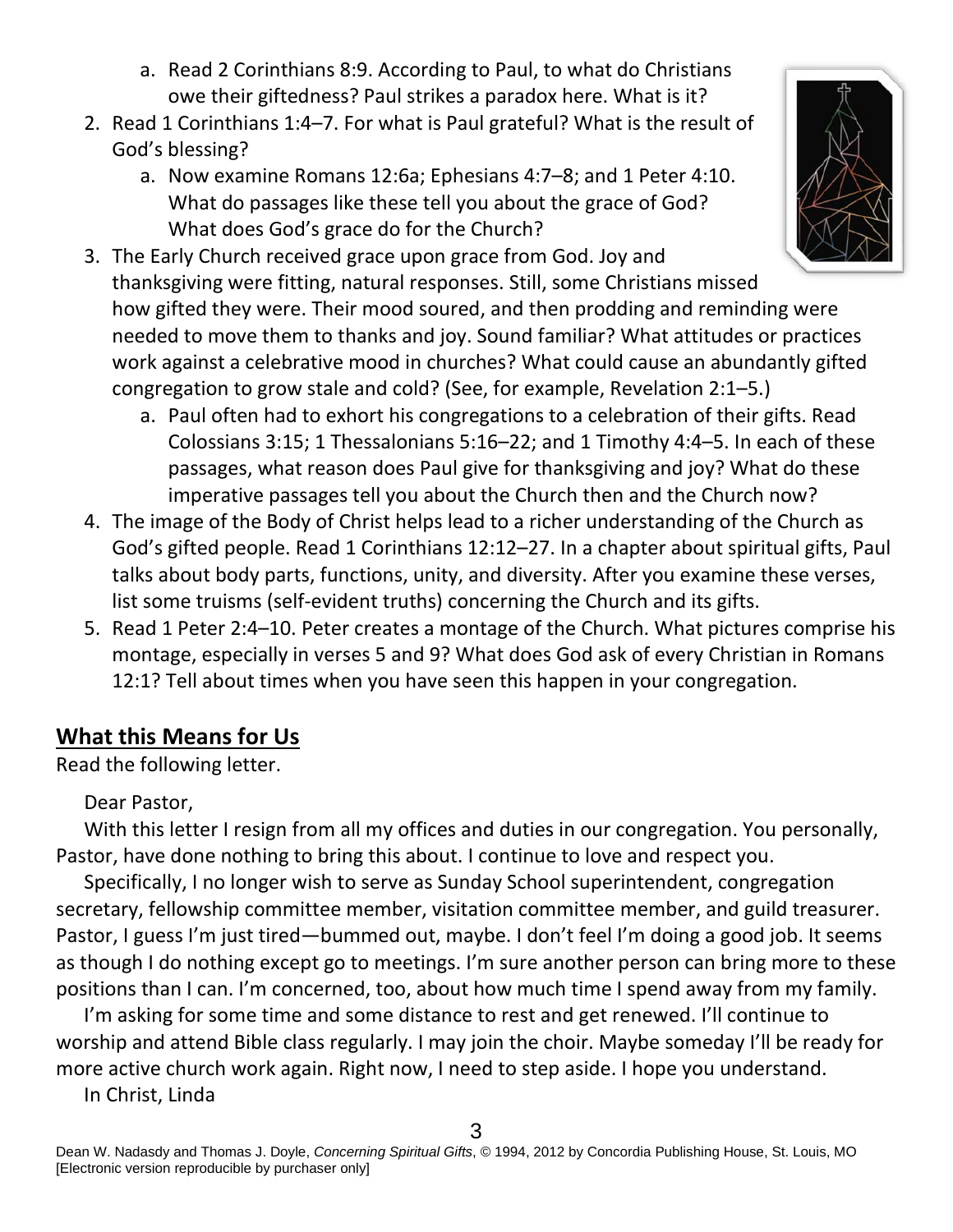a. Read 2 Corinthians 8:9. According to Paul, to what do Christians owe their giftedness? Paul strikes a paradox here. What is it?

2. Read 1 Corinthians 1:4–7. For what is Paul grateful? What is the result of God's blessing?
   a. Now examine Romans 12:6a; Ephesians 4:7–8; and 1 Peter 4:10. What do passages like these tell you about the grace of God? What does God's grace do for the Church?
3. The Early Church received grace upon grace from God. Joy and thanksgiving were fitting, natural responses. Still, some Christians missed how gifted they were. Their mood soured, and then prodding and reminding were needed to move them to thanks and joy. Sound familiar? What attitudes or practices work against a celebrative mood in churches? What could cause an abundantly gifted congregation to grow stale and cold? (See, for example, Revelation 2:1–5.)
   a. Paul often had to exhort his congregations to a celebration of their gifts. Read Colossians 3:15; 1 Thessalonians 5:16–22; and 1 Timothy 4:4–5. In each of these passages, what reason does Paul give for thanksgiving and joy? What do these imperative passages tell you about the Church then and the Church now?
4. The image of the Body of Christ helps lead to a richer understanding of the Church as God's gifted people. Read 1 Corinthians 12:12–27. In a chapter about spiritual gifts, Paul talks about body parts, functions, unity, and diversity. After you examine these verses, list some truisms (self-evident truths) concerning the Church and its gifts.
5. Read 1 Peter 2:4–10. Peter creates a montage of the Church. What pictures comprise his montage, especially in verses 5 and 9? What does God ask of every Christian in Romans 12:1? Tell about times when you have seen this happen in your congregation.

## What this Means for Us

Read the following letter.

Dear Pastor,

With this letter I resign from all my offices and duties in our congregation. You personally, Pastor, have done nothing to bring this about. I continue to love and respect you.

Specifically, I no longer wish to serve as Sunday School superintendent, congregation secretary, fellowship committee member, visitation committee member, and guild treasurer. Pastor, I guess I'm just tired—bummed out, maybe. I don't feel I'm doing a good job. It seems as though I do nothing except go to meetings. I'm sure another person can bring more to these positions than I can. I'm concerned, too, about how much time I spend away from my family.

I'm asking for some time and some distance to rest and get renewed. I'll continue to worship and attend Bible class regularly. I may join the choir. Maybe someday I'll be ready for more active church work again. Right now, I need to step aside. I hope you understand.

In Christ, Linda

Dean W. Nadasdy and Thomas J. Doyle, *Concerning Spiritual Gifts*, © 1994, 2012 by Concordia Publishing House, St. Louis, MO [Electronic version reproducible by purchaser only]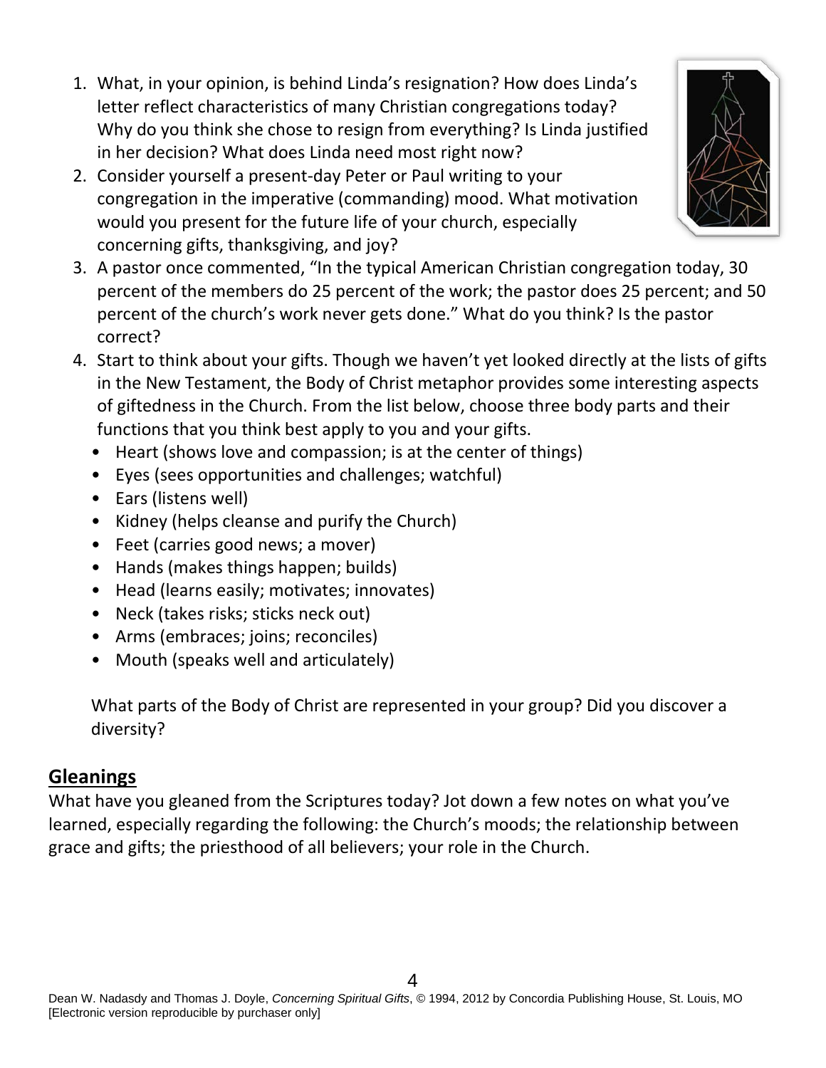1. What, in your opinion, is behind Linda's resignation? How does Linda's letter reflect characteristics of many Christian congregations today? Why do you think she chose to resign from everything? Is Linda justified in her decision? What does Linda need most right now?
2. Consider yourself a present-day Peter or Paul writing to your congregation in the imperative (commanding) mood. What motivation would you present for the future life of your church, especially concerning gifts, thanksgiving, and joy?
3. A pastor once commented, "In the typical American Christian congregation today, 30 percent of the members do 25 percent of the work; the pastor does 25 percent; and 50 percent of the church's work never gets done." What do you think? Is the pastor correct?
4. Start to think about your gifts. Though we haven't yet looked directly at the lists of gifts in the New Testament, the Body of Christ metaphor provides some interesting aspects of giftedness in the Church. From the list below, choose three body parts and their functions that you think best apply to you and your gifts.
   - Heart (shows love and compassion; is at the center of things)
   - Eyes (sees opportunities and challenges; watchful)
   - Ears (listens well)
   - Kidney (helps cleanse and purify the Church)
   - Feet (carries good news; a mover)
   - Hands (makes things happen; builds)
   - Head (learns easily; motivates; innovates)
   - Neck (takes risks; sticks neck out)
   - Arms (embraces; joins; reconciles)
   - Mouth (speaks well and articulately)

   What parts of the Body of Christ are represented in your group? Did you discover a diversity?

## Gleanings

What have you gleaned from the Scriptures today? Jot down a few notes on what you've learned, especially regarding the following: the Church's moods; the relationship between grace and gifts; the priesthood of all believers; your role in the Church.

Dean W. Nadasdy and Thomas J. Doyle, *Concerning Spiritual Gifts*, © 1994, 2012 by Concordia Publishing House, St. Louis, MO [Electronic version reproducible by purchaser only]